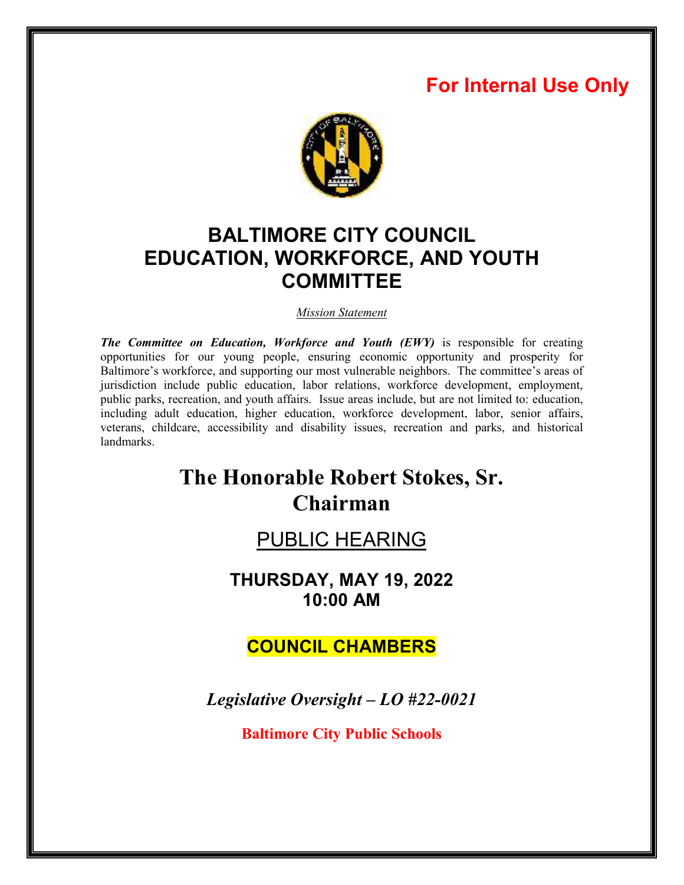**For Internal Use Only**

# BALTIMORE CITY COUNCIL
# EDUCATION, WORKFORCE, AND YOUTH COMMITTEE

*Mission Statement*

***The Committee on Education, Workforce and Youth (EWY)*** is responsible for creating opportunities for our young people, ensuring economic opportunity and prosperity for Baltimore's workforce, and supporting our most vulnerable neighbors. The committee's areas of jurisdiction include public education, labor relations, workforce development, employment, public parks, recreation, and youth affairs. Issue areas include, but are not limited to: education, including adult education, higher education, workforce development, labor, senior affairs, veterans, childcare, accessibility and disability issues, recreation and parks, and historical landmarks.

## The Honorable Robert Stokes, Sr.
## Chairman

## PUBLIC HEARING

**THURSDAY, MAY 19, 2022**
**10:00 AM**

**COUNCIL CHAMBERS**

***Legislative Oversight – LO #22-0021***

**Baltimore City Public Schools**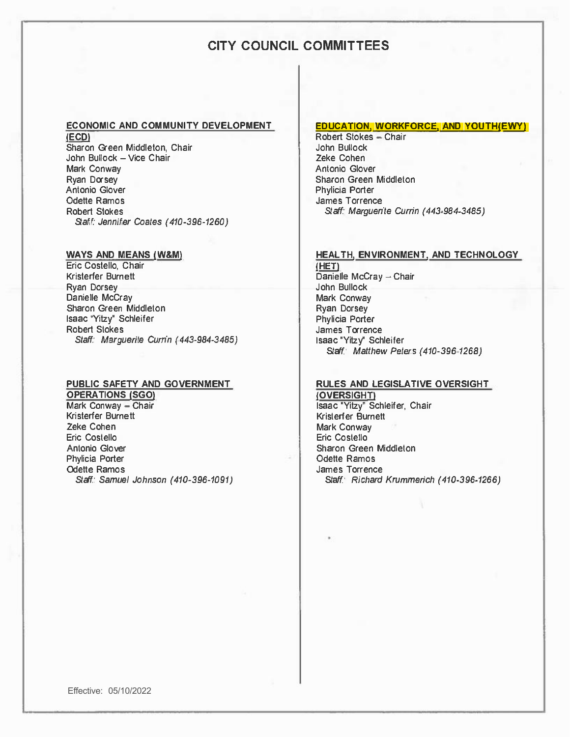# CITY COUNCIL COMMITTEES

## ECONOMIC AND COMMUNITY DEVELOPMENT (ECD)

Sharon Green Middleton, Chair
John Bullock – Vice Chair
Mark Conway
Ryan Dorsey
Antonio Glover
Odette Ramos
Robert Stokes
*Staff: Jennifer Coates (410-396-1260)*

## WAYS AND MEANS (W&M)

Eric Costello, Chair
Kristerfer Burnett
Ryan Dorsey
Danielle McCray
Sharon Green Middleton
Isaac "Yitzy" Schleifer
Robert Stokes
*Staff: Marguerite Currin (443-984-3485)*

## PUBLIC SAFETY AND GOVERNMENT OPERATIONS (SGO)

Mark Conway – Chair
Kristerfer Burnett
Zeke Cohen
Eric Costello
Antonio Glover
Phylicia Porter
Odette Ramos
*Staff: Samuel Johnson (410-396-1091)*

## EDUCATION, WORKFORCE, AND YOUTH(EWY)

Robert Stokes – Chair
John Bullock
Zeke Cohen
Antonio Glover
Sharon Green Middleton
Phylicia Porter
James Torrence
*Staff: Marguerite Currin (443-984-3485)*

## HEALTH, ENVIRONMENT, AND TECHNOLOGY (HET)

Danielle McCray – Chair
John Bullock
Mark Conway
Ryan Dorsey
Phylicia Porter
James Torrence
Isaac "Yitzy" Schleifer
*Staff: Matthew Peters (410-396-1268)*

## RULES AND LEGISLATIVE OVERSIGHT (OVERSIGHT)

Isaac "Yitzy" Schleifer, Chair
Kristerfer Burnett
Mark Conway
Eric Costello
Sharon Green Middleton
Odette Ramos
James Torrence
*Staff: Richard Krummerich (410-396-1266)*

Effective: 05/10/2022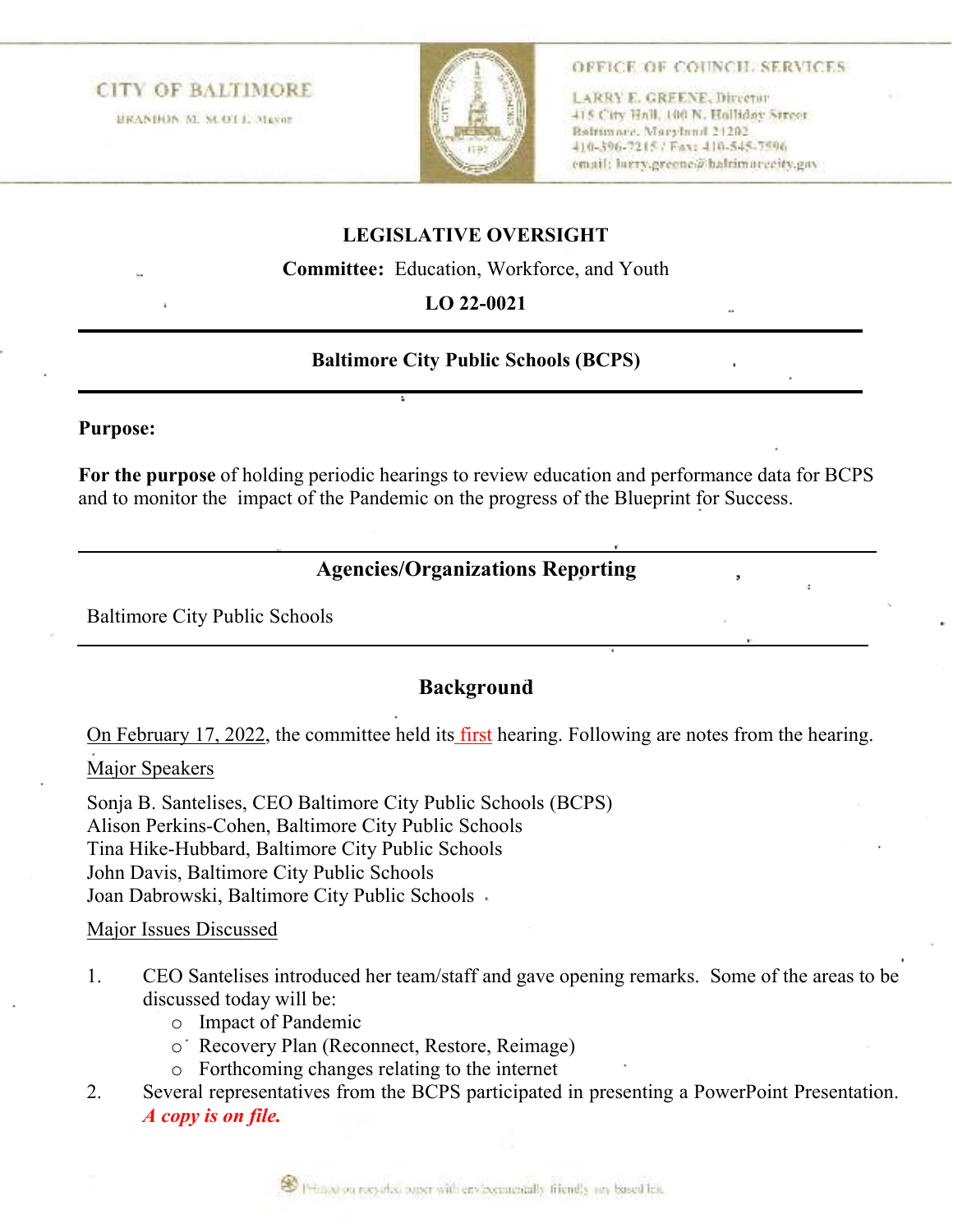CITY OF BALTIMORE

BRANDON M. SCOTT, Mayor

OFFICE OF COUNCIL SERVICES

LARRY E. GREENE, Director
415 City Hall, 100 N. Holliday Street
Baltimore, Maryland 21202
410-396-7215 / Fax: 410-545-7596
email: larry.greene@baltimorecity.gov

**LEGISLATIVE OVERSIGHT**

**Committee:** Education, Workforce, and Youth

**LO 22-0021**

---

**Baltimore City Public Schools (BCPS)**

---

**Purpose:**

**For the purpose** of holding periodic hearings to review education and performance data for BCPS and to monitor the impact of the Pandemic on the progress of the Blueprint for Success.

---

**Agencies/Organizations Reporting**

Baltimore City Public Schools

---

**Background**

On February 17, 2022, the committee held its first hearing. Following are notes from the hearing.

Major Speakers

Sonja B. Santelises, CEO Baltimore City Public Schools (BCPS)
Alison Perkins-Cohen, Baltimore City Public Schools
Tina Hike-Hubbard, Baltimore City Public Schools
John Davis, Baltimore City Public Schools
Joan Dabrowski, Baltimore City Public Schools

Major Issues Discussed

1. CEO Santelises introduced her team/staff and gave opening remarks. Some of the areas to be discussed today will be:
   - Impact of Pandemic
   - Recovery Plan (Reconnect, Restore, Reimage)
   - Forthcoming changes relating to the internet
2. Several representatives from the BCPS participated in presenting a PowerPoint Presentation. ***A copy is on file.***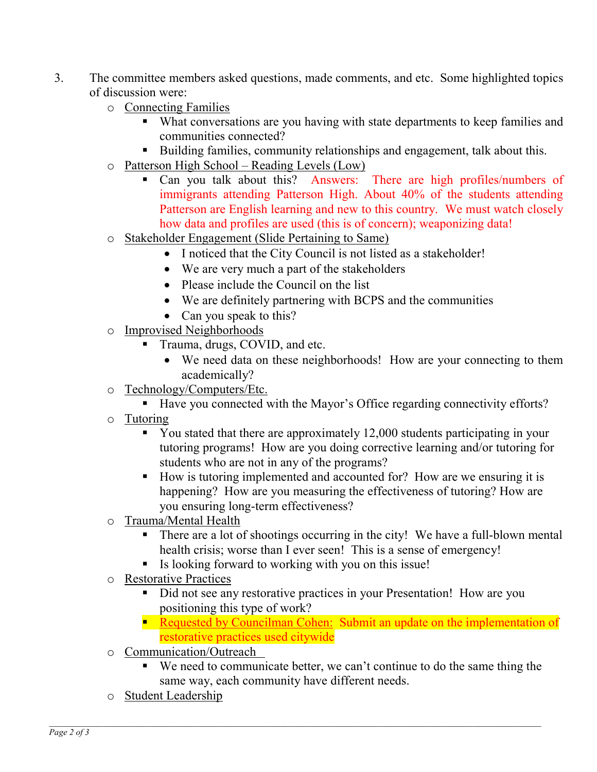3. The committee members asked questions, made comments, and etc. Some highlighted topics of discussion were:
   - Connecting Families
     - What conversations are you having with state departments to keep families and communities connected?
     - Building families, community relationships and engagement, talk about this.
   - Patterson High School – Reading Levels (Low)
     - Can you talk about this? Answers: There are high profiles/numbers of immigrants attending Patterson High. About 40% of the students attending Patterson are English learning and new to this country. We must watch closely how data and profiles are used (this is of concern); weaponizing data!
   - Stakeholder Engagement (Slide Pertaining to Same)
     - I noticed that the City Council is not listed as a stakeholder!
     - We are very much a part of the stakeholders
     - Please include the Council on the list
     - We are definitely partnering with BCPS and the communities
     - Can you speak to this?
   - Improvised Neighborhoods
     - Trauma, drugs, COVID, and etc.
       - We need data on these neighborhoods! How are your connecting to them academically?
   - Technology/Computers/Etc.
     - Have you connected with the Mayor's Office regarding connectivity efforts?
   - Tutoring
     - You stated that there are approximately 12,000 students participating in your tutoring programs! How are you doing corrective learning and/or tutoring for students who are not in any of the programs?
     - How is tutoring implemented and accounted for? How are we ensuring it is happening? How are you measuring the effectiveness of tutoring? How are you ensuring long-term effectiveness?
   - Trauma/Mental Health
     - There are a lot of shootings occurring in the city! We have a full-blown mental health crisis; worse than I ever seen! This is a sense of emergency!
     - Is looking forward to working with you on this issue!
   - Restorative Practices
     - Did not see any restorative practices in your Presentation! How are you positioning this type of work?
     - Requested by Councilman Cohen: Submit an update on the implementation of restorative practices used citywide
   - Communication/Outreach
     - We need to communicate better, we can't continue to do the same thing the same way, each community have different needs.
   - Student Leadership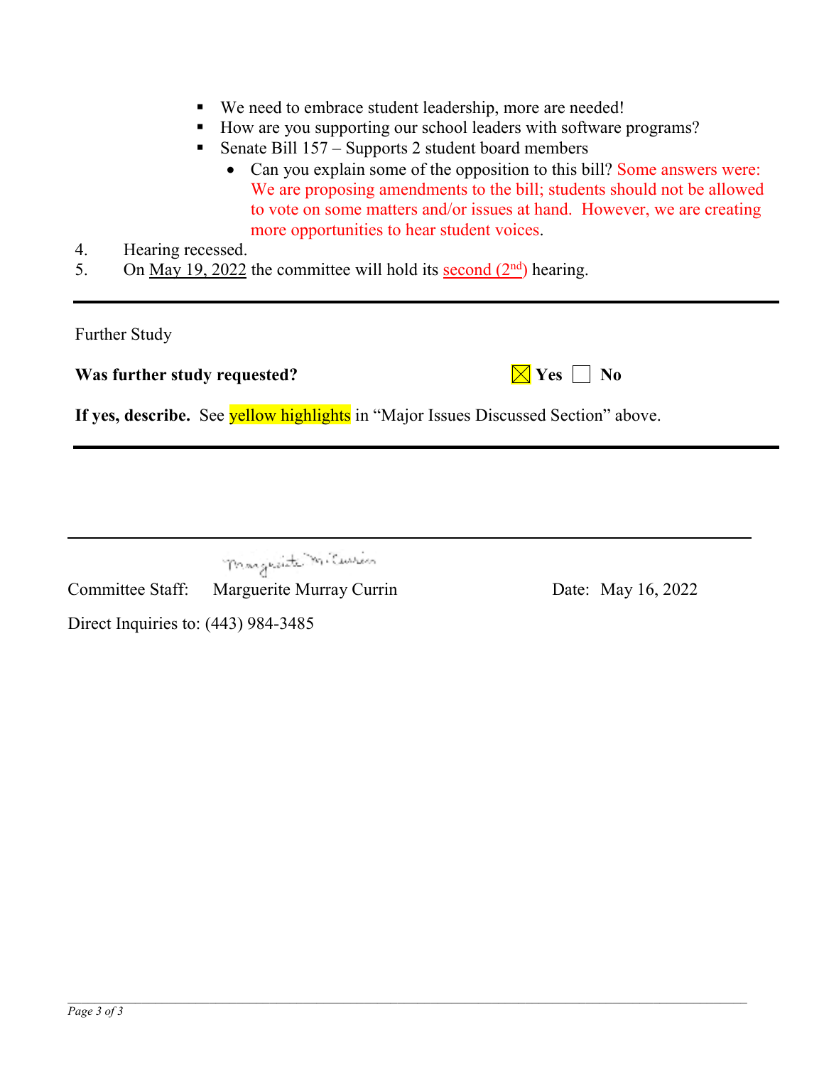- We need to embrace student leadership, more are needed!
- How are you supporting our school leaders with software programs?
- Senate Bill 157 – Supports 2 student board members
  - Can you explain some of the opposition to this bill? Some answers were: We are proposing amendments to the bill; students should not be allowed to vote on some matters and/or issues at hand. However, we are creating more opportunities to hear student voices.

4. Hearing recessed.
5. On May 19, 2022 the committee will hold its second (2nd) hearing.

---

Further Study

**Was further study requested?** ☒ **Yes** ☐ **No**

**If yes, describe.** See yellow highlights in "Major Issues Discussed Section" above.

---

Committee Staff: Marguerite Murray Currin Date: May 16, 2022

Direct Inquiries to: (443) 984-3485